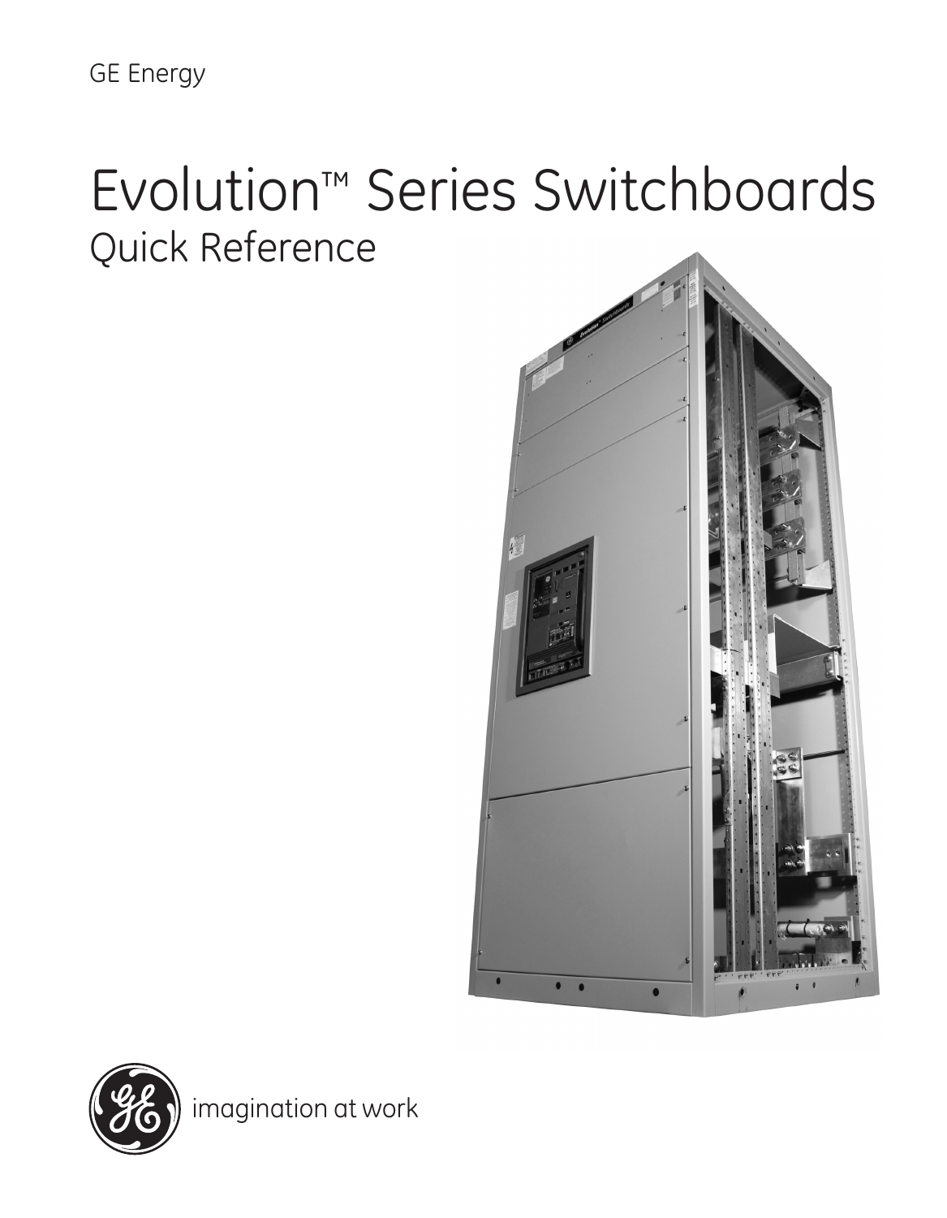GE Energy

# Evolution™ Series Switchboards

## Quick Reference

imagination at work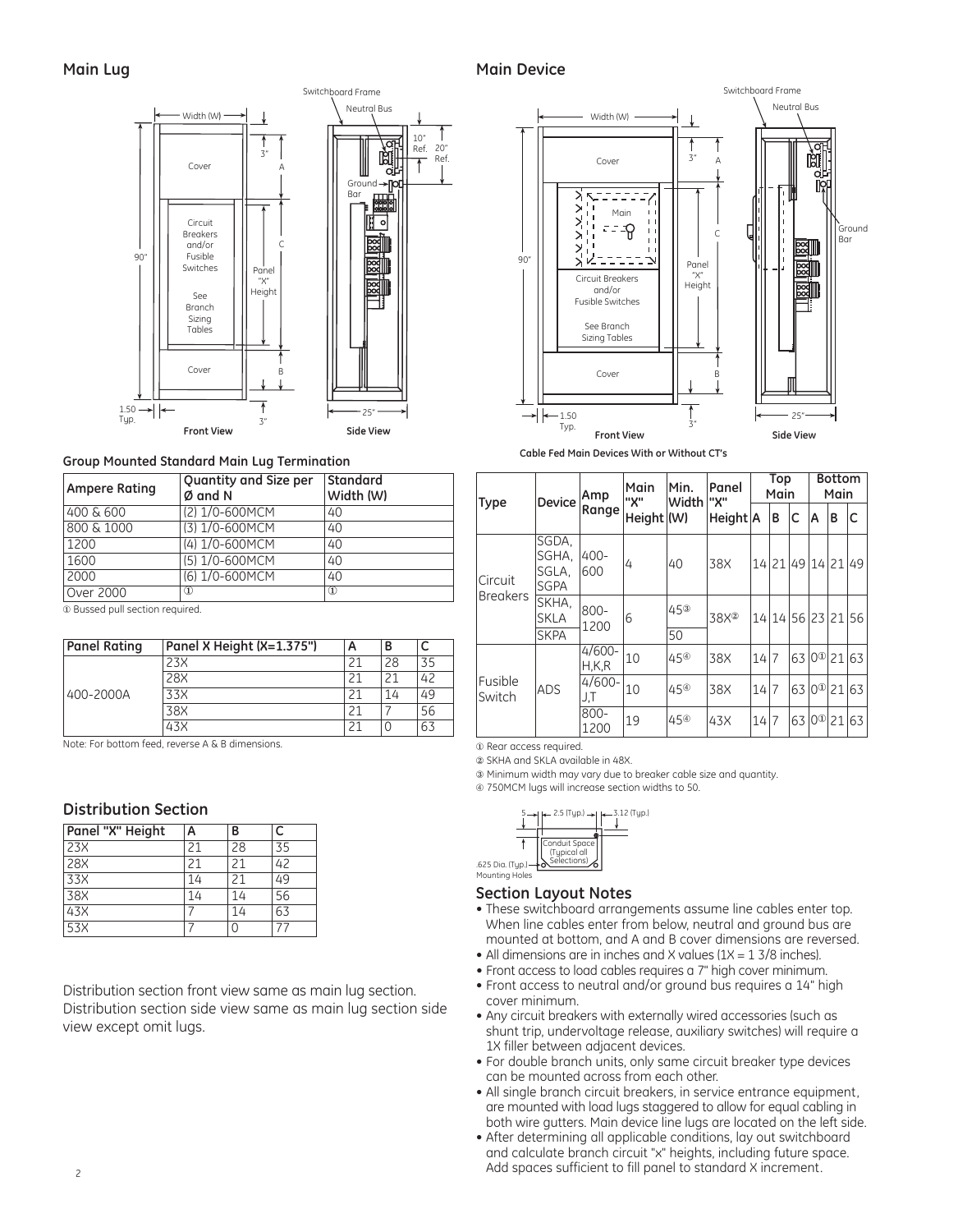## Main Lug

Switchboard Frame

Neutral Bus

Width (W)

3"

10" Ref.

20" Ref.

Cover

A

Ground Bar

Circuit Breakers and/or Fusible Switches

See Branch Sizing Tables

C

90"

Panel "X" Height

Cover

B

1.50 Typ.

3"

25"

**Front View**

**Side View**

### Group Mounted Standard Main Lug Termination

| Ampere Rating | Quantity and Size per Ø and N | Standard Width (W) |
|---|---|---|
| 400 & 600 | (2) 1/0-600MCM | 40 |
| 800 & 1000 | (3) 1/0-600MCM | 40 |
| 1200 | (4) 1/0-600MCM | 40 |
| 1600 | (5) 1/0-600MCM | 40 |
| 2000 | (6) 1/0-600MCM | 40 |
| Over 2000 | ① | ① |

① Bussed pull section required.

| Panel Rating | Panel X Height (X=1.375") | A | B | C |
|---|---|---|---|---|
| 400-2000A | 23X | 21 | 28 | 35 |
| | 28X | 21 | 21 | 42 |
| | 33X | 21 | 14 | 49 |
| | 38X | 21 | 7 | 56 |
| | 43X | 21 | 0 | 63 |

Note: For bottom feed, reverse A & B dimensions.

## Distribution Section

| Panel "X" Height | A | B | C |
|---|---|---|---|
| 23X | 21 | 28 | 35 |
| 28X | 21 | 21 | 42 |
| 33X | 14 | 21 | 49 |
| 38X | 14 | 14 | 56 |
| 43X | 7 | 14 | 63 |
| 53X | 7 | 0 | 77 |

Distribution section front view same as main lug section. Distribution section side view same as main lug section side view except omit lugs.

## Main Device

Switchboard Frame

Neutral Bus

Width (W)

3"

A

Cover

Main

C

Ground Bar

90"

Panel "X" Height

Circuit Breakers and/or Fusible Switches

See Branch Sizing Tables

Cover

B

1.50 Typ.

3"

25"

**Front View**

**Side View**

**Cable Fed Main Devices With or Without CT's**

| Type | Device | Amp Range | Main "X" Height | Min. Width (W) | Panel "X" Height | Top Main A | Top Main B | Top Main C | Bottom Main A | Bottom Main B | Bottom Main C |
|---|---|---|---|---|---|---|---|---|---|---|---|
| Circuit Breakers | SGDA, SGHA, SGLA, SGPA | 400-600 | 4 | 40 | 38X | 14 | 21 | 49 | 14 | 21 | 49 |
| | SKHA, SKLA | 800-1200 | 6 | 45③ | 38X② | 14 | 14 | 56 | 23 | 21 | 56 |
| | SKPA | | | 50 | | | | | | | |
| Fusible Switch | ADS | 4/600-H,K,R | 10 | 45④ | 38X | 14 | 7 | 63 | 0① | 21 | 63 |
| | | 4/600-J,T | 10 | 45④ | 38X | 14 | 7 | 63 | 0① | 21 | 63 |
| | | 800-1200 | 19 | 45④ | 43X | 14 | 7 | 63 | 0① | 21 | 63 |

① Rear access required.
② SKHA and SKLA available in 48X.
③ Minimum width may vary due to breaker cable size and quantity.
④ 750MCM lugs will increase section widths to 50.

5 — 2.5 (Typ.) — 3.12 (Typ.)

Conduit Space (Typical all Selections)

.625 Dia. (Typ.) Mounting Holes

### Section Layout Notes

- These switchboard arrangements assume line cables enter top. When line cables enter from below, neutral and ground bus are mounted at bottom, and A and B cover dimensions are reversed.
- All dimensions are in inches and X values (1X = 1 3/8 inches).
- Front access to load cables requires a 7" high cover minimum.
- Front access to neutral and/or ground bus requires a 14" high cover minimum.
- Any circuit breakers with externally wired accessories (such as shunt trip, undervoltage release, auxiliary switches) will require a 1X filler between adjacent devices.
- For double branch units, only same circuit breaker type devices can be mounted across from each other.
- All single branch circuit breakers, in service entrance equipment, are mounted with load lugs staggered to allow for equal cabling in both wire gutters. Main device line lugs are located on the left side.
- After determining all applicable conditions, lay out switchboard and calculate branch circuit "x" heights, including future space. Add spaces sufficient to fill panel to standard X increment.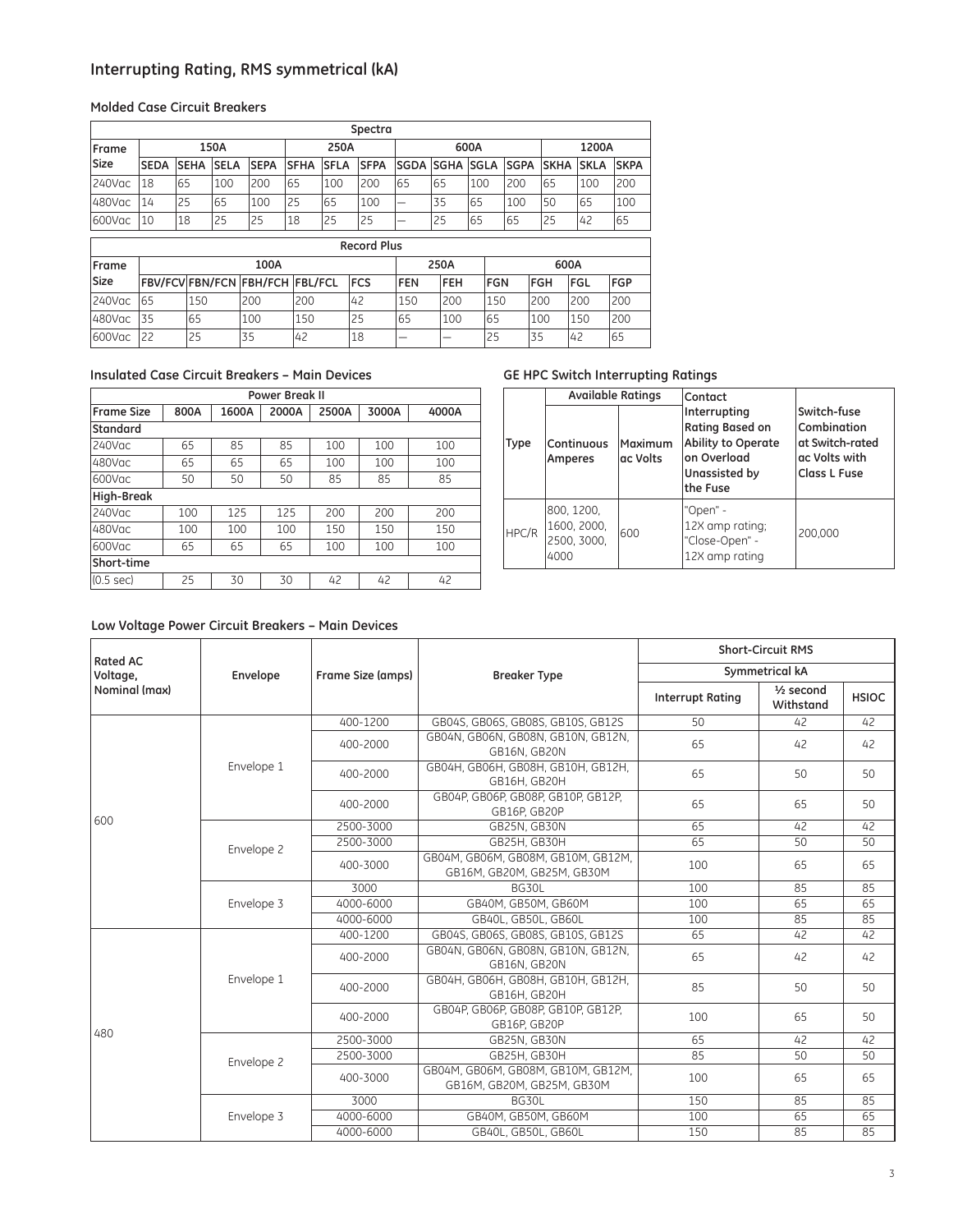## Interrupting Rating, RMS symmetrical (kA)

### Molded Case Circuit Breakers

| Frame Size | Spectra | | | | | | | | | | | | | |
|---|---|---|---|---|---|---|---|---|---|---|---|---|---|---|
| | 150A | | | | 250A | | | 600A | | | | 1200A | | |
| | SEDA | SEHA | SELA | SEPA | SFHA | SFLA | SFPA | SGDA | SGHA | SGLA | SGPA | SKHA | SKLA | SKPA |
| 240Vac | 18 | 65 | 100 | 200 | 65 | 100 | 200 | 65 | 65 | 100 | 200 | 65 | 100 | 200 |
| 480Vac | 14 | 25 | 65 | 100 | 25 | 65 | 100 | — | 35 | 65 | 100 | 50 | 65 | 100 |
| 600Vac | 10 | 18 | 25 | 25 | 18 | 25 | 25 | — | 25 | 65 | 65 | 25 | 42 | 65 |

| Frame Size | Record Plus | | | | | | | | | | |
|---|---|---|---|---|---|---|---|---|---|---|---|
| | 100A | | | | | 250A | | 600A | | | |
| | FBV/FCV | FBN/FCN | FBH/FCH | FBL/FCL | FCS | FEN | FEH | FGN | FGH | FGL | FGP |
| 240Vac | 65 | 150 | 200 | 200 | 42 | 150 | 200 | 150 | 200 | 200 | 200 |
| 480Vac | 35 | 65 | 100 | 150 | 25 | 65 | 100 | 65 | 100 | 150 | 200 |
| 600Vac | 22 | 25 | 35 | 42 | 18 | — | — | 25 | 35 | 42 | 65 |

### Insulated Case Circuit Breakers – Main Devices

| Power Break II | | | | | | |
|---|---|---|---|---|---|---|
| Frame Size | 800A | 1600A | 2000A | 2500A | 3000A | 4000A |
| **Standard** | | | | | | |
| 240Vac | 65 | 85 | 85 | 100 | 100 | 100 |
| 480Vac | 65 | 65 | 65 | 100 | 100 | 100 |
| 600Vac | 50 | 50 | 50 | 85 | 85 | 85 |
| **High-Break** | | | | | | |
| 240Vac | 100 | 125 | 125 | 200 | 200 | 200 |
| 480Vac | 100 | 100 | 100 | 150 | 150 | 150 |
| 600Vac | 65 | 65 | 65 | 100 | 100 | 100 |
| **Short-time** | | | | | | |
| (0.5 sec) | 25 | 30 | 30 | 42 | 42 | 42 |

### GE HPC Switch Interrupting Ratings

| Type | Available Ratings | | Contact Interrupting Rating Based on Ability to Operate on Overload Unassisted by the Fuse | Switch-fuse Combination at Switch-rated ac Volts with Class L Fuse |
|---|---|---|---|---|
| | Continuous Amperes | Maximum ac Volts | | |
| HPC/R | 800, 1200, 1600, 2000, 2500, 3000, 4000 | 600 | "Open" - 12X amp rating; "Close-Open" - 12X amp rating | 200,000 |

### Low Voltage Power Circuit Breakers – Main Devices

| Rated AC Voltage, Nominal (max) | Envelope | Frame Size (amps) | Breaker Type | Short-Circuit RMS Symmetrical kA | | |
|---|---|---|---|---|---|---|
| | | | | Interrupt Rating | ½ second Withstand | HSIOC |
| 600 | Envelope 1 | 400-1200 | GB04S, GB06S, GB08S, GB10S, GB12S | 50 | 42 | 42 |
| | | 400-2000 | GB04N, GB06N, GB08N, GB10N, GB12N, GB16N, GB20N | 65 | 42 | 42 |
| | | 400-2000 | GB04H, GB06H, GB08H, GB10H, GB12H, GB16H, GB20H | 65 | 50 | 50 |
| | | 400-2000 | GB04P, GB06P, GB08P, GB10P, GB12P, GB16P, GB20P | 65 | 65 | 50 |
| | Envelope 2 | 2500-3000 | GB25N, GB30N | 65 | 42 | 42 |
| | | 2500-3000 | GB25H, GB30H | 65 | 50 | 50 |
| | | 400-3000 | GB04M, GB06M, GB08M, GB10M, GB12M, GB16M, GB20M, GB25M, GB30M | 100 | 65 | 65 |
| | Envelope 3 | 3000 | BG30L | 100 | 85 | 85 |
| | | 4000-6000 | GB40M, GB50M, GB60M | 100 | 65 | 65 |
| | | 4000-6000 | GB40L, GB50L, GB60L | 100 | 85 | 85 |
| 480 | Envelope 1 | 400-1200 | GB04S, GB06S, GB08S, GB10S, GB12S | 65 | 42 | 42 |
| | | 400-2000 | GB04N, GB06N, GB08N, GB10N, GB12N, GB16N, GB20N | 65 | 42 | 42 |
| | | 400-2000 | GB04H, GB06H, GB08H, GB10H, GB12H, GB16H, GB20H | 85 | 50 | 50 |
| | | 400-2000 | GB04P, GB06P, GB08P, GB10P, GB12P, GB16P, GB20P | 100 | 65 | 50 |
| | Envelope 2 | 2500-3000 | GB25N, GB30N | 65 | 42 | 42 |
| | | 2500-3000 | GB25H, GB30H | 85 | 50 | 50 |
| | | 400-3000 | GB04M, GB06M, GB08M, GB10M, GB12M, GB16M, GB20M, GB25M, GB30M | 100 | 65 | 65 |
| | Envelope 3 | 3000 | BG30L | 150 | 85 | 85 |
| | | 4000-6000 | GB40M, GB50M, GB60M | 100 | 65 | 65 |
| | | 4000-6000 | GB40L, GB50L, GB60L | 150 | 85 | 85 |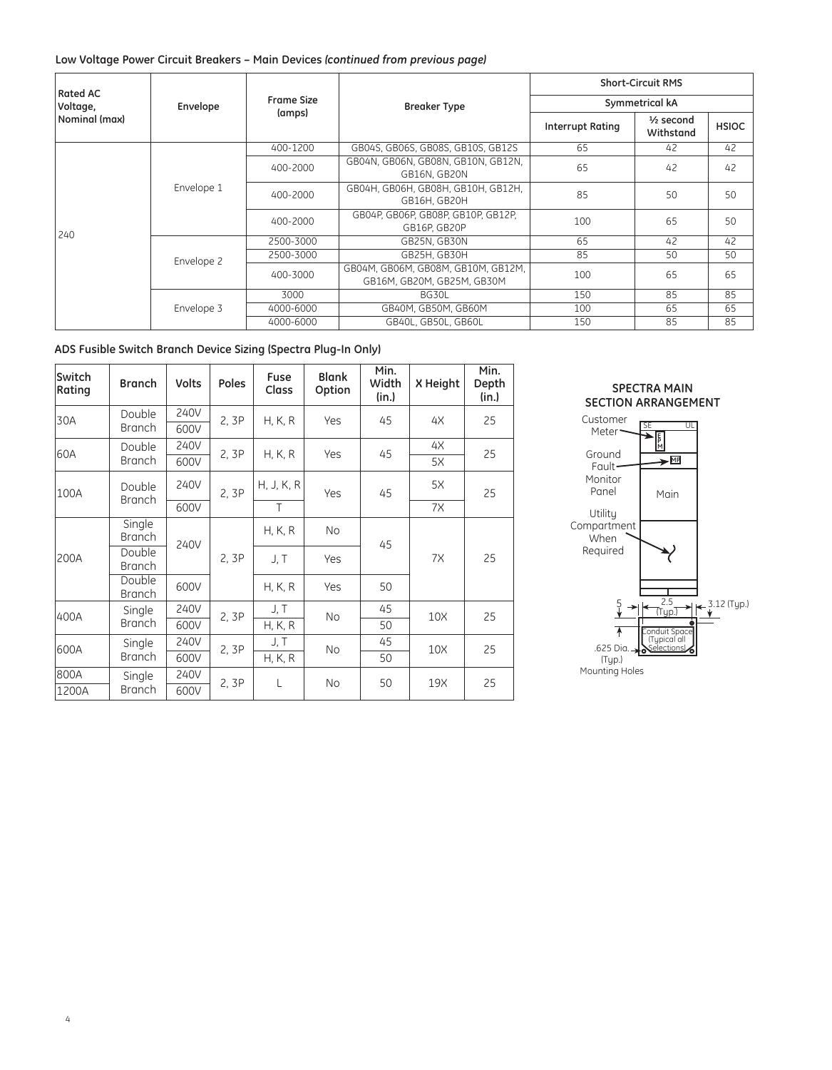**Low Voltage Power Circuit Breakers – Main Devices *(continued from previous page)***

| Rated AC Voltage, Nominal (max) | Envelope | Frame Size (amps) | Breaker Type | Short-Circuit RMS Symmetrical kA | | |
|---|---|---|---|---|---|---|
| | | | | Interrupt Rating | ½ second Withstand | HSIOC |
| 240 | Envelope 1 | 400-1200 | GB04S, GB06S, GB08S, GB10S, GB12S | 65 | 42 | 42 |
| | | 400-2000 | GB04N, GB06N, GB08N, GB10N, GB12N, GB16N, GB20N | 65 | 42 | 42 |
| | | 400-2000 | GB04H, GB06H, GB08H, GB10H, GB12H, GB16H, GB20H | 85 | 50 | 50 |
| | | 400-2000 | GB04P, GB06P, GB08P, GB10P, GB12P, GB16P, GB20P | 100 | 65 | 50 |
| | Envelope 2 | 2500-3000 | GB25N, GB30N | 65 | 42 | 42 |
| | | 2500-3000 | GB25H, GB30H | 85 | 50 | 50 |
| | | 400-3000 | GB04M, GB06M, GB08M, GB10M, GB12M, GB16M, GB20M, GB25M, GB30M | 100 | 65 | 65 |
| | Envelope 3 | 3000 | BG30L | 150 | 85 | 85 |
| | | 4000-6000 | GB40M, GB50M, GB60M | 100 | 65 | 65 |
| | | 4000-6000 | GB40L, GB50L, GB60L | 150 | 85 | 85 |

**ADS Fusible Switch Branch Device Sizing (Spectra Plug-In Only)**

| Switch Rating | Branch | Volts | Poles | Fuse Class | Blank Option | Min. Width (in.) | X Height | Min. Depth (in.) |
|---|---|---|---|---|---|---|---|---|
| 30A | Double Branch | 240V | 2, 3P | H, K, R | Yes | 45 | 4X | 25 |
| | | 600V | | | | | | |
| 60A | Double Branch | 240V | 2, 3P | H, K, R | Yes | 45 | 4X | 25 |
| | | 600V | | | | | 5X | |
| 100A | Double Branch | 240V | 2, 3P | H, J, K, R | Yes | 45 | 5X | 25 |
| | | 600V | | T | | | 7X | |
| 200A | Single Branch | 240V | 2, 3P | H, K, R | No | 45 | 7X | 25 |
| | Double Branch | | | J, T | Yes | | | |
| | Double Branch | 600V | | H, K, R | Yes | 50 | | |
| 400A | Single Branch | 240V | 2, 3P | J, T | No | 45 | 10X | 25 |
| | | 600V | | H, K, R | | 50 | | |
| 600A | Single Branch | 240V | 2, 3P | J, T | No | 45 | 10X | 25 |
| | | 600V | | H, K, R | | 50 | | |
| 800A | Single Branch | 240V | 2, 3P | L | No | 50 | 19X | 25 |
| 1200A | | 600V | | | | | | |

**SPECTRA MAIN SECTION ARRANGEMENT**

Customer Meter — SE — UL — EPM

Ground Fault Monitor Panel — MF

Main

Utility Compartment When Required

5 — 2.5 (Typ.) — 3.12 (Typ.)

Conduit Space (Typical all Selections)

.625 Dia. (Typ.) Mounting Holes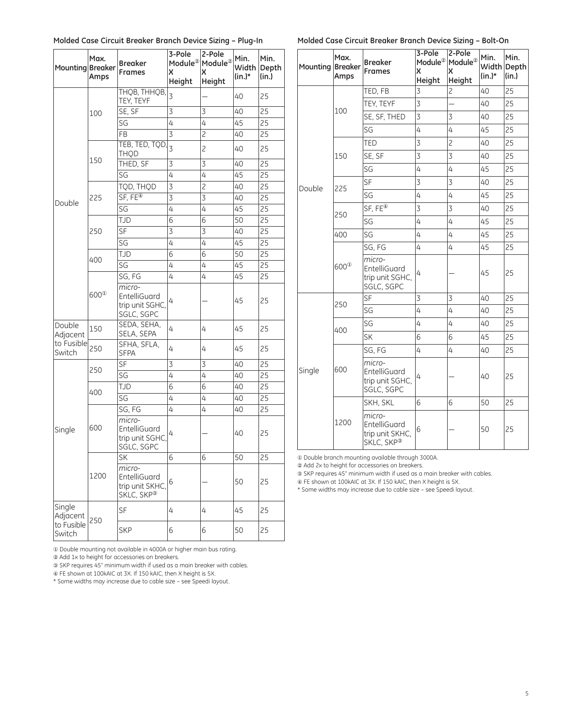**Molded Case Circuit Breaker Branch Device Sizing – Plug-In**

| Mounting | Max. Breaker Amps | Breaker Frames | 3-Pole Module② X Height | 2-Pole Module② X Height | Min. Width (in.)* | Min. Depth (in.) |
|---|---|---|---|---|---|---|
| Double | 100 | THQB, THHQB, TEY, TEYF | 3 | — | 40 | 25 |
| | | SE, SF | 3 | 3 | 40 | 25 |
| | | SG | 4 | 4 | 45 | 25 |
| | | FB | 3 | 2 | 40 | 25 |
| | 150 | TEB, TED, TQD, THQD | 3 | 2 | 40 | 25 |
| | | THED, SF | 3 | 3 | 40 | 25 |
| | | SG | 4 | 4 | 45 | 25 |
| | 225 | TQD, THQD | 3 | 2 | 40 | 25 |
| | | SF, FE④ | 3 | 3 | 40 | 25 |
| | | SG | 4 | 4 | 45 | 25 |
| | 250 | TJD | 6 | 6 | 50 | 25 |
| | | SF | 3 | 3 | 40 | 25 |
| | | SG | 4 | 4 | 45 | 25 |
| | 400 | TJD | 6 | 6 | 50 | 25 |
| | | SG | 4 | 4 | 45 | 25 |
| | 600① | SG, FG | 4 | 4 | 45 | 25 |
| | | *micro-*EntelliGuard trip unit SGHC, SGLC, SGPC | 4 | — | 45 | 25 |
| Double Adjacent to Fusible Switch | 150 | SEDA, SEHA, SELA, SEPA | 4 | 4 | 45 | 25 |
| | 250 | SFHA, SFLA, SFPA | 4 | 4 | 45 | 25 |
| Single | 250 | SF | 3 | 3 | 40 | 25 |
| | | SG | 4 | 4 | 40 | 25 |
| | 400 | TJD | 6 | 6 | 40 | 25 |
| | | SG | 4 | 4 | 40 | 25 |
| | 600 | SG, FG | 4 | 4 | 40 | 25 |
| | | *micro-*EntelliGuard trip unit SGHC, SGLC, SGPC | 4 | — | 40 | 25 |
| | 1200 | SK | 6 | 6 | 50 | 25 |
| | | *micro-*EntelliGuard trip unit SKHC, SKLC, SKP③ | 6 | — | 50 | 25 |
| Single Adjacent to Fusible Switch | 250 | SF | 4 | 4 | 45 | 25 |
| | | SKP | 6 | 6 | 50 | 25 |

① Double mounting not available in 4000A or higher main bus rating.
② Add 1x to height for accessories on breakers.
③ SKP requires 45" minimum width if used as a main breaker with cables.
④ FE shown at 100kAIC at 3X. If 150 kAIC, then X height is 5X.
* Some widths may increase due to cable size – see Speedi layout.

**Molded Case Circuit Breaker Branch Device Sizing – Bolt-On**

| Mounting | Max. Breaker Amps | Breaker Frames | 3-Pole Module② X Height | 2-Pole Module② X Height | Min. Width (in.)* | Min. Depth (in.) |
|---|---|---|---|---|---|---|
| Double | 100 | TED, FB | 3 | 2 | 40 | 25 |
| | | TEY, TEYF | 3 | — | 40 | 25 |
| | | SE, SF, THED | 3 | 3 | 40 | 25 |
| | | SG | 4 | 4 | 45 | 25 |
| | 150 | TED | 3 | 2 | 40 | 25 |
| | | SE, SF | 3 | 3 | 40 | 25 |
| | | SG | 4 | 4 | 45 | 25 |
| | 225 | SF | 3 | 3 | 40 | 25 |
| | | SG | 4 | 4 | 45 | 25 |
| | 250 | SF, FE④ | 3 | 3 | 40 | 25 |
| | | SG | 4 | 4 | 45 | 25 |
| | 400 | SG | 4 | 4 | 45 | 25 |
| | 600① | SG, FG | 4 | 4 | 45 | 25 |
| | | *micro-*EntelliGuard trip unit SGHC, SGLC, SGPC | 4 | — | 45 | 25 |
| Single | 250 | SF | 3 | 3 | 40 | 25 |
| | | SG | 4 | 4 | 40 | 25 |
| | 400 | SG | 4 | 4 | 40 | 25 |
| | | SK | 6 | 6 | 45 | 25 |
| | 600 | SG, FG | 4 | 4 | 40 | 25 |
| | | *micro-*EntelliGuard trip unit SGHC, SGLC, SGPC | 4 | — | 40 | 25 |
| | 1200 | SKH, SKL | 6 | 6 | 50 | 25 |
| | | *micro-*EntelliGuard trip unit SKHC, SKLC, SKP③ | 6 | — | 50 | 25 |

① Double branch mounting available through 3000A.
② Add 2x to height for accessories on breakers.
③ SKP requires 45" minimum width if used as a main breaker with cables.
④ FE shown at 100kAIC at 3X. If 150 kAIC, then X height is 5X.
* Some widths may increase due to cable size – see Speedi layout.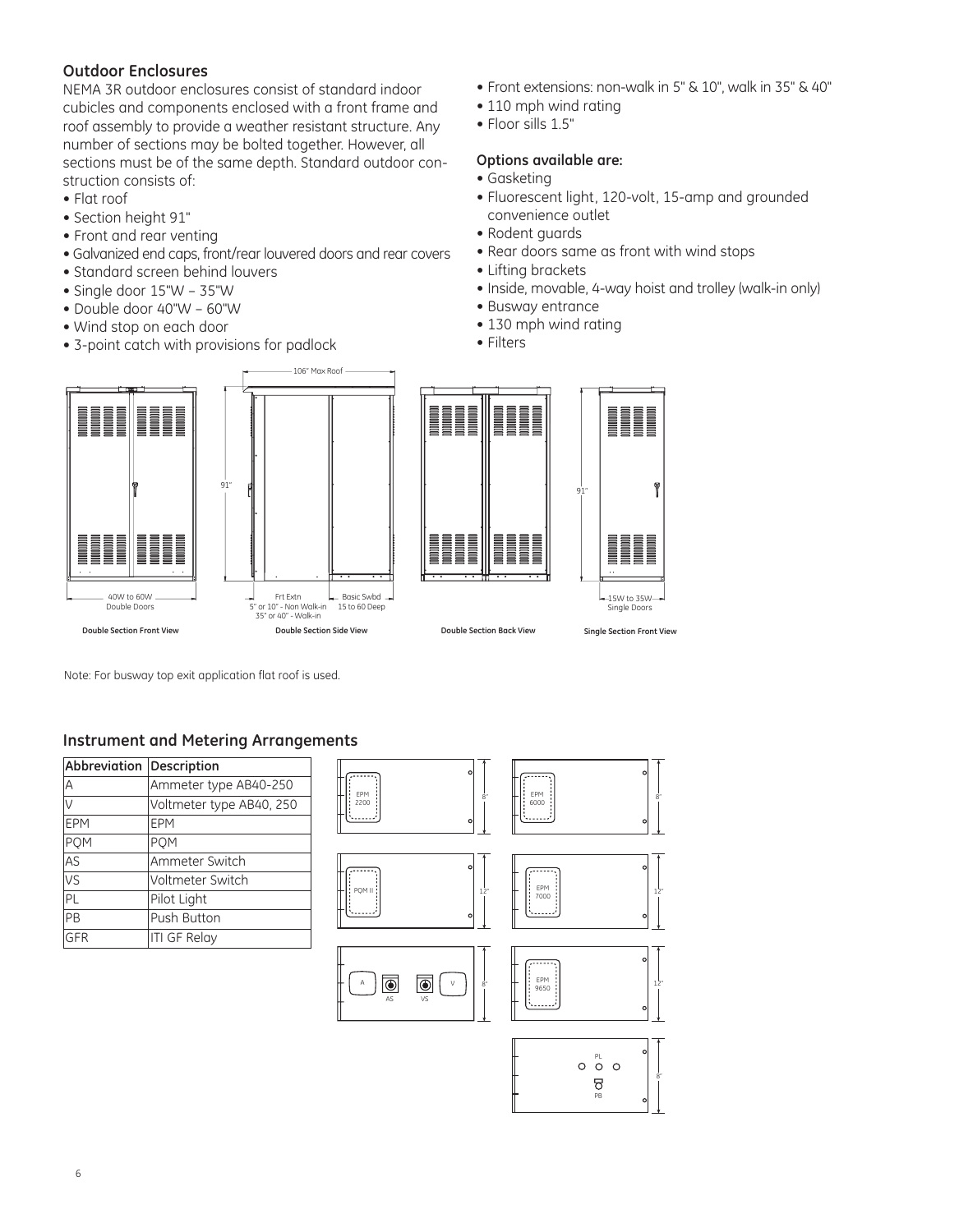## Outdoor Enclosures

NEMA 3R outdoor enclosures consist of standard indoor cubicles and components enclosed with a front frame and roof assembly to provide a weather resistant structure. Any number of sections may be bolted together. However, all sections must be of the same depth. Standard outdoor construction consists of:

- Flat roof
- Section height 91"
- Front and rear venting
- Galvanized end caps, front/rear louvered doors and rear covers
- Standard screen behind louvers
- Single door 15"W – 35"W
- Double door 40"W – 60"W
- Wind stop on each door
- 3-point catch with provisions for padlock
- Front extensions: non-walk in 5" & 10", walk in 35" & 40"
- 110 mph wind rating
- Floor sills 1.5"

**Options available are:**

- Gasketing
- Fluorescent light, 120-volt, 15-amp and grounded convenience outlet
- Rodent guards
- Rear doors same as front with wind stops
- Lifting brackets
- Inside, movable, 4-way hoist and trolley (walk-in only)
- Busway entrance
- 130 mph wind rating
- Filters

40W to 60W Double Doors

**Double Section Front View**

106" Max Roof; 91"; Frt Extn 5" or 10" - Non Walk-in, 35" or 40" - Walk-in; Basic Swbd 15 to 60 Deep

**Double Section Side View**

**Double Section Back View**

91"; 15W to 35W Single Doors

**Single Section Front View**

Note: For busway top exit application flat roof is used.

## Instrument and Metering Arrangements

| Abbreviation | Description |
|---|---|
| A | Ammeter type AB40-250 |
| V | Voltmeter type AB40, 250 |
| EPM | EPM |
| PQM | PQM |
| AS | Ammeter Switch |
| VS | Voltmeter Switch |
| PL | Pilot Light |
| PB | Push Button |
| GFR | ITI GF Relay |

EPM 2200 – 8"; EPM 6000 – 8"; PQM II – 12"; EPM 7000 – 12"; A, AS, VS, V – 8"; EPM 9650 – 12"; PL, PB – 8"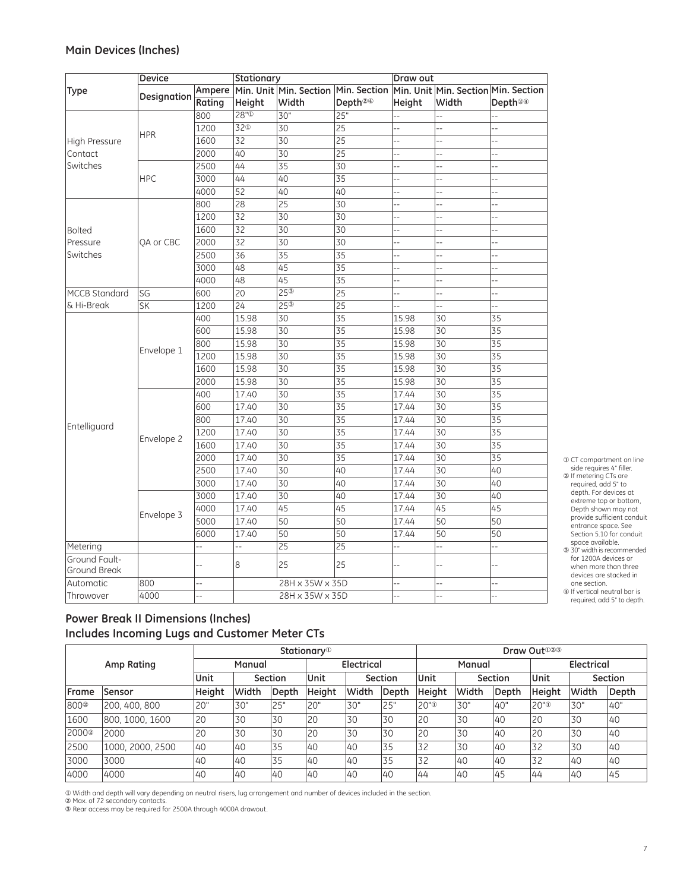## Main Devices (Inches)

| Type | Device | | Stationary | | | Draw out | | |
|---|---|---|---|---|---|---|---|---|
| | Designation | Ampere Rating | Min. Unit Height | Min. Section Width | Min. Section Depth②④ | Min. Unit Height | Min. Section Width | Min. Section Depth②④ |
| High Pressure Contact Switches | HPR | 800 | 28"① | 30" | 25" | -- | -- | -- |
| | | 1200 | 32① | 30 | 25 | -- | -- | -- |
| | | 1600 | 32 | 30 | 25 | -- | -- | -- |
| | | 2000 | 40 | 30 | 25 | -- | -- | -- |
| | HPC | 2500 | 44 | 35 | 30 | -- | -- | -- |
| | | 3000 | 44 | 40 | 35 | -- | -- | -- |
| | | 4000 | 52 | 40 | 40 | -- | -- | -- |
| Bolted Pressure Switches | QA or CBC | 800 | 28 | 25 | 30 | -- | -- | -- |
| | | 1200 | 32 | 30 | 30 | -- | -- | -- |
| | | 1600 | 32 | 30 | 30 | -- | -- | -- |
| | | 2000 | 32 | 30 | 30 | -- | -- | -- |
| | | 2500 | 36 | 35 | 35 | -- | -- | -- |
| | | 3000 | 48 | 45 | 35 | -- | -- | -- |
| | | 4000 | 48 | 45 | 35 | -- | -- | -- |
| MCCB Standard & Hi-Break | SG | 600 | 20 | 25③ | 25 | -- | -- | -- |
| | SK | 1200 | 24 | 25③ | 25 | -- | -- | -- |
| Entelliguard | Envelope 1 | 400 | 15.98 | 30 | 35 | 15.98 | 30 | 35 |
| | | 600 | 15.98 | 30 | 35 | 15.98 | 30 | 35 |
| | | 800 | 15.98 | 30 | 35 | 15.98 | 30 | 35 |
| | | 1200 | 15.98 | 30 | 35 | 15.98 | 30 | 35 |
| | | 1600 | 15.98 | 30 | 35 | 15.98 | 30 | 35 |
| | | 2000 | 15.98 | 30 | 35 | 15.98 | 30 | 35 |
| | Envelope 2 | 400 | 17.40 | 30 | 35 | 17.44 | 30 | 35 |
| | | 600 | 17.40 | 30 | 35 | 17.44 | 30 | 35 |
| | | 800 | 17.40 | 30 | 35 | 17.44 | 30 | 35 |
| | | 1200 | 17.40 | 30 | 35 | 17.44 | 30 | 35 |
| | | 1600 | 17.40 | 30 | 35 | 17.44 | 30 | 35 |
| | | 2000 | 17.40 | 30 | 35 | 17.44 | 30 | 35 |
| | | 2500 | 17.40 | 30 | 40 | 17.44 | 30 | 40 |
| | | 3000 | 17.40 | 30 | 40 | 17.44 | 30 | 40 |
| | Envelope 3 | 3000 | 17.40 | 30 | 40 | 17.44 | 30 | 40 |
| | | 4000 | 17.40 | 45 | 45 | 17.44 | 45 | 45 |
| | | 5000 | 17.40 | 50 | 50 | 17.44 | 50 | 50 |
| | | 6000 | 17.40 | 50 | 50 | 17.44 | 50 | 50 |
| Metering | | -- | -- | 25 | 25 | -- | -- | -- |
| Ground Fault-Ground Break | | -- | 8 | 25 | 25 | -- | -- | -- |
| Automatic Throwover | 800 | -- | 28H x 35W x 35D | | | -- | -- | -- |
| | 4000 | -- | 28H x 35W x 35D | | | -- | -- | -- |

① CT compartment on line side requires 4" filler.
② If metering CTs are required, add 5" to depth. For devices at extreme top or bottom, Depth shown may not provide sufficient conduit entrance space. See Section 5.10 for conduit space available.
③ 30" width is recommended for 1200A devices or when more than three devices are stacked in one section.
④ If vertical neutral bar is required, add 5" to depth.

## Power Break II Dimensions (Inches)
## Includes Incoming Lugs and Customer Meter CTs

| Amp Rating | | Stationary① | | | | | | Draw Out①②③ | | | | | |
|---|---|---|---|---|---|---|---|---|---|---|---|---|---|
| | | Manual | | | Electrical | | | Manual | | | Electrical | | |
| | | Unit | Section | | Unit | Section | | Unit | Section | | Unit | Section | |
| Frame | Sensor | Height | Width | Depth | Height | Width | Depth | Height | Width | Depth | Height | Width | Depth |
| 800② | 200, 400, 800 | 20" | 30" | 25" | 20" | 30" | 25" | 20"① | 30" | 40" | 20"① | 30" | 40" |
| 1600 | 800, 1000, 1600 | 20 | 30 | 30 | 20 | 30 | 30 | 20 | 30 | 40 | 20 | 30 | 40 |
| 2000② | 2000 | 20 | 30 | 30 | 20 | 30 | 30 | 20 | 30 | 40 | 20 | 30 | 40 |
| 2500 | 1000, 2000, 2500 | 40 | 40 | 35 | 40 | 40 | 35 | 32 | 30 | 40 | 32 | 30 | 40 |
| 3000 | 3000 | 40 | 40 | 35 | 40 | 40 | 35 | 32 | 40 | 40 | 32 | 40 | 40 |
| 4000 | 4000 | 40 | 40 | 40 | 40 | 40 | 40 | 44 | 40 | 45 | 44 | 40 | 45 |

① Width and depth will vary depending on neutral risers, lug arrangement and number of devices included in the section.
② Max. of 72 secondary contacts.
③ Rear access may be required for 2500A through 4000A drawout.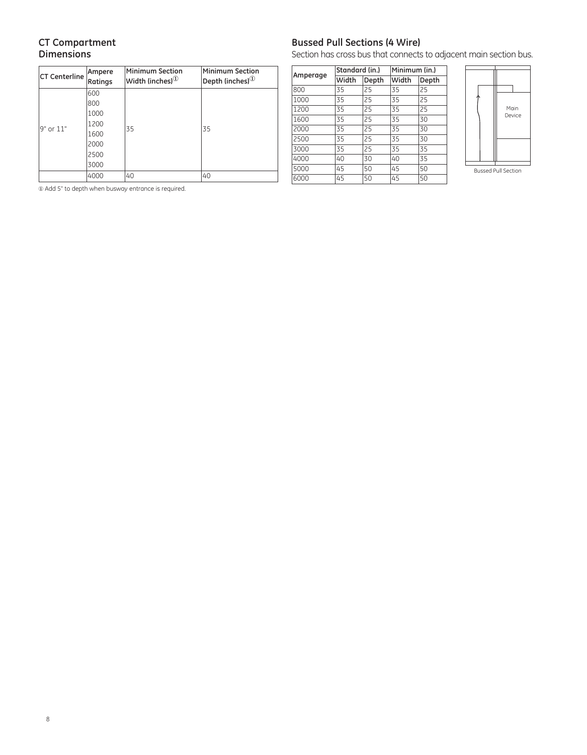## CT Compartment Dimensions

| CT Centerline | Ampere Ratings | Minimum Section Width (inches)① | Minimum Section Depth (inches)① |
|---|---|---|---|
| 9" or 11" | 600<br>800<br>1000<br>1200<br>1600<br>2000<br>2500<br>3000 | 35 | 35 |
| | 4000 | 40 | 40 |

① Add 5" to depth when busway entrance is required.

## Bussed Pull Sections (4 Wire)

Section has cross bus that connects to adjacent main section bus.

| Amperage | Standard (in.) | | Minimum (in.) | |
|---|---|---|---|---|
| | Width | Depth | Width | Depth |
| 800 | 35 | 25 | 35 | 25 |
| 1000 | 35 | 25 | 35 | 25 |
| 1200 | 35 | 25 | 35 | 25 |
| 1600 | 35 | 25 | 35 | 30 |
| 2000 | 35 | 25 | 35 | 30 |
| 2500 | 35 | 25 | 35 | 30 |
| 3000 | 35 | 25 | 35 | 35 |
| 4000 | 40 | 30 | 40 | 35 |
| 5000 | 45 | 50 | 45 | 50 |
| 6000 | 45 | 50 | 45 | 50 |

Main Device

Bussed Pull Section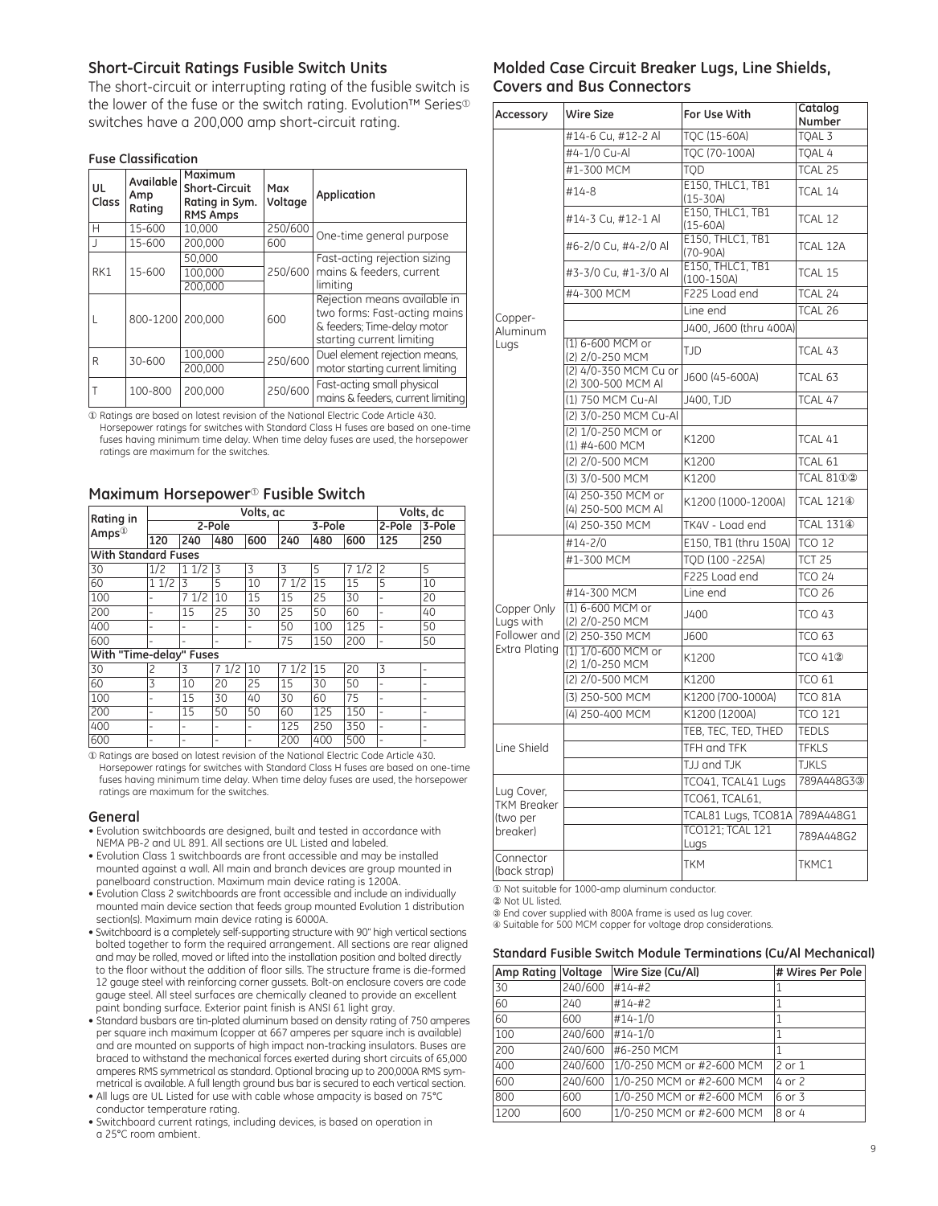## Short-Circuit Ratings Fusible Switch Units

The short-circuit or interrupting rating of the fusible switch is the lower of the fuse or the switch rating. Evolution™ Series① switches have a 200,000 amp short-circuit rating.

### Fuse Classification

| UL Class | Available Amp Rating | Maximum Short-Circuit Rating in Sym. RMS Amps | Max Voltage | Application |
|---|---|---|---|---|
| H | 15-600 | 10,000 | 250/600 | One-time general purpose |
| J | 15-600 | 200,000 | 600 | |
| RK1 | 15-600 | 50,000 | 250/600 | Fast-acting rejection sizing mains & feeders, current limiting |
| | | 100,000 | | |
| | | 200,000 | | |
| L | 800-1200 | 200,000 | 600 | Rejection means available in two forms: Fast-acting mains & feeders; Time-delay motor starting current limiting |
| R | 30-600 | 100,000 | 250/600 | Duel element rejection means, motor starting current limiting |
| | | 200,000 | | |
| T | 100-800 | 200,000 | 250/600 | Fast-acting small physical mains & feeders, current limiting |

① Ratings are based on latest revision of the National Electric Code Article 430. Horsepower ratings for switches with Standard Class H fuses are based on one-time fuses having minimum time delay. When time delay fuses are used, the horsepower ratings are maximum for the switches.

## Maximum Horsepower① Fusible Switch

| Rating in Amps① | Volts, ac | | | | | | | Volts, dc | |
|---|---|---|---|---|---|---|---|---|---|
| | 2-Pole | | | | 3-Pole | | | 2-Pole | 3-Pole |
| | 120 | 240 | 480 | 600 | 240 | 480 | 600 | 125 | 250 |
| **With Standard Fuses** | | | | | | | | | |
| 30 | 1/2 | 1 1/2 | 3 | 3 | 3 | 5 | 7 1/2 | 2 | 5 |
| 60 | 1 1/2 | 3 | 5 | 10 | 7 1/2 | 15 | 15 | 5 | 10 |
| 100 | - | 7 1/2 | 10 | 15 | 15 | 25 | 30 | - | 20 |
| 200 | - | 15 | 25 | 30 | 25 | 50 | 60 | - | 40 |
| 400 | - | - | - | - | 50 | 100 | 125 | - | 50 |
| 600 | - | - | - | - | 75 | 150 | 200 | - | 50 |
| **With "Time-delay" Fuses** | | | | | | | | | |
| 30 | 2 | 3 | 7 1/2 | 10 | 7 1/2 | 15 | 20 | 3 | - |
| 60 | 3 | 10 | 20 | 25 | 15 | 30 | 50 | - | - |
| 100 | - | 15 | 30 | 40 | 30 | 60 | 75 | - | - |
| 200 | - | 15 | 50 | 50 | 60 | 125 | 150 | - | - |
| 400 | - | - | - | - | 125 | 250 | 350 | - | - |
| 600 | - | - | - | - | 200 | 400 | 500 | - | - |

① Ratings are based on latest revision of the National Electric Code Article 430. Horsepower ratings for switches with Standard Class H fuses are based on one-time fuses having minimum time delay. When time delay fuses are used, the horsepower ratings are maximum for the switches.

### General

- Evolution switchboards are designed, built and tested in accordance with NEMA PB-2 and UL 891. All sections are UL Listed and labeled.
- Evolution Class 1 switchboards are front accessible and may be installed mounted against a wall. All main and branch devices are group mounted in panelboard construction. Maximum main device rating is 1200A.
- Evolution Class 2 switchboards are front accessible and include an individually mounted main device section that feeds group mounted Evolution 1 distribution section(s). Maximum main device rating is 6000A.
- Switchboard is a completely self-supporting structure with 90" high vertical sections bolted together to form the required arrangement. All sections are rear aligned and may be rolled, moved or lifted into the installation position and bolted directly to the floor without the addition of floor sills. The structure frame is die-formed 12 gauge steel with reinforcing corner gussets. Bolt-on enclosure covers are code gauge steel. All steel surfaces are chemically cleaned to provide an excellent paint bonding surface. Exterior paint finish is ANSI 61 light gray.
- Standard busbars are tin-plated aluminum based on density rating of 750 amperes per square inch maximum (copper at 667 amperes per square inch is available) and are mounted on supports of high impact non-tracking insulators. Buses are braced to withstand the mechanical forces exerted during short circuits of 65,000 amperes RMS symmetrical as standard. Optional bracing up to 200,000A RMS symmetrical is available. A full length ground bus bar is secured to each vertical section.
- All lugs are UL Listed for use with cable whose ampacity is based on 75°C conductor temperature rating.
- Switchboard current ratings, including devices, is based on operation in a 25°C room ambient.

## Molded Case Circuit Breaker Lugs, Line Shields, Covers and Bus Connectors

| Accessory | Wire Size | For Use With | Catalog Number |
|---|---|---|---|
| Copper-Aluminum Lugs | #14-6 Cu, #12-2 Al | TQC (15-60A) | TQAL 3 |
| | #4-1/0 Cu-Al | TQC (70-100A) | TQAL 4 |
| | #1-300 MCM | TQD | TCAL 25 |
| | #14-8 | E150, THLC1, TB1 (15-30A) | TCAL 14 |
| | #14-3 Cu, #12-1 Al | E150, THLC1, TB1 (15-60A) | TCAL 12 |
| | #6-2/0 Cu, #4-2/0 Al | E150, THLC1, TB1 (70-90A) | TCAL 12A |
| | #3-3/0 Cu, #1-3/0 Al | E150, THLC1, TB1 (100-150A) | TCAL 15 |
| | #4-300 MCM | F225 Load end | TCAL 24 |
| | | Line end | TCAL 26 |
| | | J400, J600 (thru 400A) | |
| | (1) 6-600 MCM or (2) 2/0-250 MCM | TJD | TCAL 43 |
| | (2) 4/0-350 MCM Cu or (2) 300-500 MCM Al | J600 (45-600A) | TCAL 63 |
| | (1) 750 MCM Cu-Al | J400, TJD | TCAL 47 |
| | (2) 3/0-250 MCM Cu-Al | | |
| | (2) 1/0-250 MCM or (1) #4-600 MCM | K1200 | TCAL 41 |
| | (2) 2/0-500 MCM | K1200 | TCAL 61 |
| | (3) 3/0-500 MCM | K1200 | TCAL 81①② |
| | (4) 250-350 MCM or (4) 250-500 MCM Al | K1200 (1000-1200A) | TCAL 121④ |
| | (4) 250-350 MCM | TK4V - Load end | TCAL 131④ |
| Copper Only Lugs with Follower and Extra Plating | #14-2/0 | E150, TB1 (thru 150A) | TCO 12 |
| | #1-300 MCM | TQD (100 -225A) | TCT 25 |
| | | F225 Load end | TCO 24 |
| | #14-300 MCM | Line end | TCO 26 |
| | (1) 6-600 MCM or (2) 2/0-250 MCM | J400 | TCO 43 |
| | (2) 250-350 MCM | J600 | TCO 63 |
| | (1) 1/0-600 MCM or (2) 1/0-250 MCM | K1200 | TCO 41② |
| | (2) 2/0-500 MCM | K1200 | TCO 61 |
| | (3) 250-500 MCM | K1200 (700-1000A) | TCO 81A |
| | (4) 250-400 MCM | K1200 (1200A) | TCO 121 |
| Line Shield | | TEB, TEC, TED, THED | TEDLS |
| | | TFH and TFK | TFKLS |
| | | TJJ and TJK | TJKLS |
| Lug Cover, TKM Breaker (two per breaker) | | TCO41, TCAL41 Lugs | 789A448G3③ |
| | | TCO61, TCAL61, | |
| | | TCAL81 Lugs, TCO81A | 789A448G1 |
| | | TCO121; TCAL 121 Lugs | 789A448G2 |
| Connector (back strap) | | TKM | TKMC1 |

① Not suitable for 1000-amp aluminum conductor.
② Not UL listed.
③ End cover supplied with 800A frame is used as lug cover.
④ Suitable for 500 MCM copper for voltage drop considerations.

### Standard Fusible Switch Module Terminations (Cu/Al Mechanical)

| Amp Rating | Voltage | Wire Size (Cu/Al) | # Wires Per Pole |
|---|---|---|---|
| 30 | 240/600 | #14-#2 | 1 |
| 60 | 240 | #14-#2 | 1 |
| 60 | 600 | #14-1/0 | 1 |
| 100 | 240/600 | #14-1/0 | 1 |
| 200 | 240/600 | #6-250 MCM | 1 |
| 400 | 240/600 | 1/0-250 MCM or #2-600 MCM | 2 or 1 |
| 600 | 240/600 | 1/0-250 MCM or #2-600 MCM | 4 or 2 |
| 800 | 600 | 1/0-250 MCM or #2-600 MCM | 6 or 3 |
| 1200 | 600 | 1/0-250 MCM or #2-600 MCM | 8 or 4 |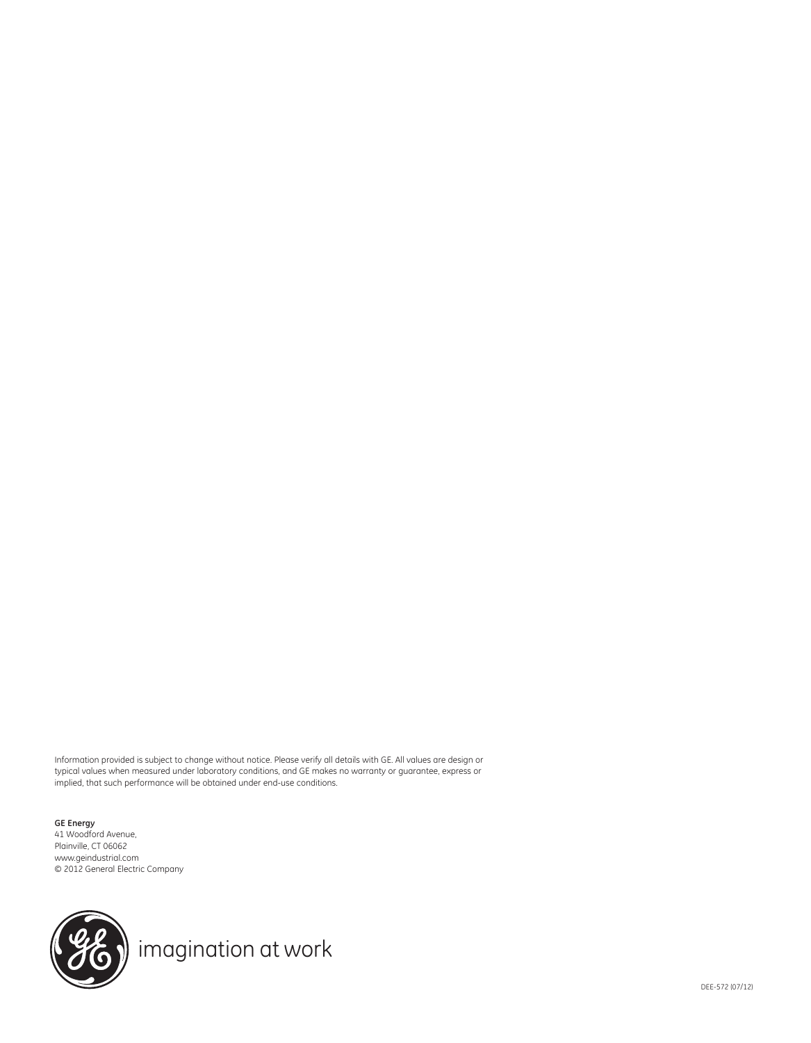Information provided is subject to change without notice. Please verify all details with GE. All values are design or typical values when measured under laboratory conditions, and GE makes no warranty or guarantee, express or implied, that such performance will be obtained under end-use conditions.

**GE Energy**
41 Woodford Avenue,
Plainville, CT 06062
www.geindustrial.com
© 2012 General Electric Company

imagination at work

DEE-572 (07/12)